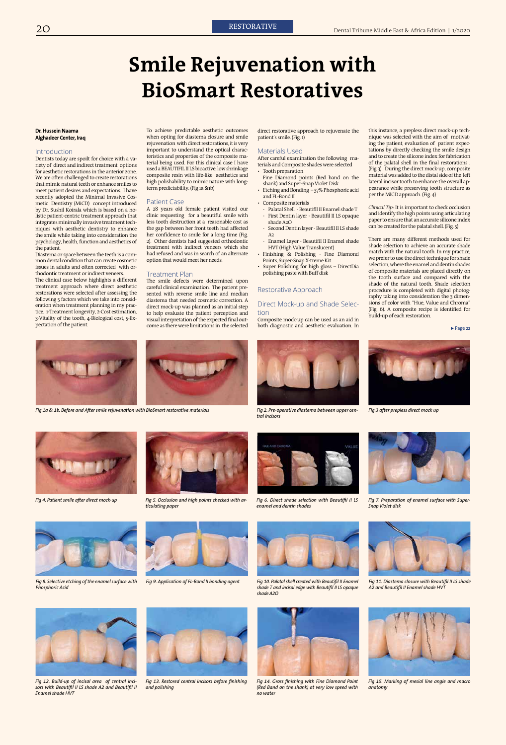RESTORATIVE

# Smile Rejuvenation with BioSmart Restoratives

**Dr. Hussein Naama**
**Alghadeer Center, Iraq**

## Introduction

Dentists today are spoilt for choice with a variety of direct and indirect treatment options for aesthetic restorations in the anterior zone. We are often challenged to create restorations that mimic natural teeth or enhance smiles to meet patient desires and expectations. I have recently adopted the Minimal Invasive Cosmetic Dentistry (MiCD) concept introduced by Dr. Sushil Koirala which is based on a holistic patient-centric treatment approach that integrates minimally invasive treatment techniques with aesthetic dentistry to enhance the smile while taking into consideration the psychology, health, function and aesthetics of the patient.

Diastema or space between the teeth is a common dental condition that can create cosmetic issues in adults and often corrected with orthodontic treatment or indirect veneers.

The clinical case below highlights a different treatment approach where direct aesthetic restorations were selected after assessing the following 5 factors which we take into consideration when treatment planning in my practice. 1-Treatment longevity, 2-Cost estimation, 3-Vitality of the tooth, 4-Biological cost, 5-Expectation of the patient.

To achieve predictable aesthetic outcomes when opting for diastema closure and smile rejuvenation with direct restorations, it is very important to understand the optical characteristics and properties of the composite material being used. For this clinical case I have used a BEAUTIFIL II LS bioactive, low shrinkage composite resin with life-like aesthetics and high polishability to mimic nature with long-term predictability. (Fig 1a &1b)

## Patient Case

A 28 years old female patient visited our clinic requesting for a beautiful smile with less tooth destruction at a reasonable cost as the gap between her front teeth had affected her confidence to smile for a long time (Fig. 2). Other dentists had suggested orthodontic treatment with indirect veneers which she had refused and was in search of an alternate option that would meet her needs.

## Treatment Plan

The smile defects were determined upon careful clinical examination. The patient presented with reverse smile line and median diastema that needed cosmetic correction. A direct mock-up was planned as an initial step to help evaluate the patient perception and visual interpretation of the expected final outcome as there were limitations in the selected direct restorative approach to rejuvenate the patient's smile. (Fig. 1)

## Materials Used

After careful examination the following materials and Composite shades were selected

- Tooth preparation
  Fine Diamond points (Red band on the shank) and Super-Snap Violet Disk
- Etching and Bonding – 37% Phosphoric acid and FL-Bond II
- Composite materials
  - Palatal Shell - Beautifil II Enamel shade T
  - First Dentin layer - Beautifil II LS opaque shade A2O
  - Second Dentin layer - Beautifil II LS shade A2
  - Enamel Layer - Beautifil II Enamel shade HVT (High Value Translucent)
- Finishing & Polishing - Fine Diamond Points, Super-Snap X-treme Kit
- Super Polishing for high gloss – DirectDia polishing paste with Buff disk

## Restorative Approach

## Direct Mock-up and Shade Selection

Composite mock-up can be used as an aid in both diagnostic and aesthetic evaluation. In this instance, a prepless direct mock-up technique was selected with the aim of motivating the patient, evaluation of patient expectations by directly checking the smile design and to create the silicone index for fabrication of the palatal shell in the final restorations . (Fig 3). During the direct mock-up, composite material was added to the distal side of the left lateral incisor tooth to enhance the overall appearance while preserving tooth structure as per the MICD approach. (Fig. 4)

*Clinical Tip:* It is important to check occlusion and identify the high points using articulating paper to ensure that an accurate silicone index can be created for the palatal shell. (Fig. 5)

There are many different methods used for shade selection to achieve an accurate shade match with the natural tooth. In my practice, we prefer to use the direct technique for shade selection, where the enamel and dentin shades of composite materials are placed directly on the tooth surface and compared with the shade of the natural tooth. Shade selection procedure is completed with digital photography taking into consideration the 3 dimensions of color with "Hue, Value and Chroma" (Fig. 6). A composite recipe is identified for build-up of each restoration.

▸ Page 22

*Fig 1a & 1b. Before and After smile rejuvenation with BioSmart restorative materials*

*Fig 2. Pre-operative diastema between upper central incisors*

*Fig.3 after prepless direct mock up*

*Fig 4. Patient smile after direct mock-up*

*Fig 5. Occlusion and high points checked with articulating paper*

*Fig 6. Direct shade selection with Beautifil II LS enamel and dentin shades*

*Fig 7. Preparation of enamel surface with Super-Snap Violet disk*

*Fig 8. Selective etching of the enamel surface with Phosphoric Acid*

*Fig 9. Application of FL-Bond II bonding agent*

*Fig 10. Palatal shell created with Beautifil II Enamel shade T and incisal edge with Beautifil II LS opaque shade A2O*

*Fig 11. Diastema closure with Beautifil II LS shade A2 and Beautifil II Enamel shade HVT*

*Fig 12. Build-up of incisal area of central incisors with Beautifil II LS shade A2 and Beautifil II Enamel shade HVT*

*Fig 13. Restored central incisors before finishing and polishing*

*Fig 14. Gross finishing with Fine Diamond Point (Red Band on the shank) at very low speed with no water*

*Fig 15. Marking of mesial line angle and macro anatomy*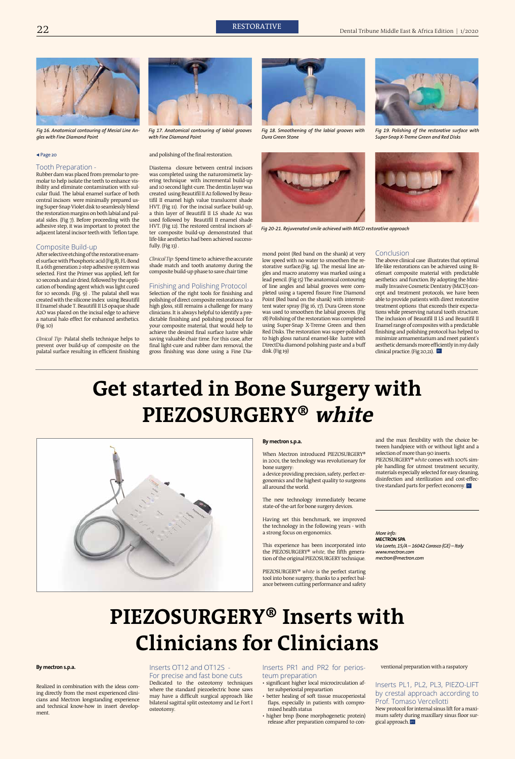Fig 16. Anatomical contouring of Mesial Line Angles with Fine Diamond Point

Fig 17. Anatomical contouring of labial grooves with Fine Diamond Point

Fig 18. Smoothening of the labial grooves with Dura Green Stone

Fig 19. Polishing of the restorative surface with Super-Snap X-Treme Green and Red Disks

Fig 20-21. Rejuvenated smile achieved with MICD restorative approach

◀ Page 20

### Tooth Preparation -

Rubber dam was placed from premolar to premolar to help isolate the teeth to enhance visibility and eliminate contamination with sulcular fluid. The labial enamel surface of both central incisors were minimally prepared using Super-Snap Violet disk to seamlessly blend the restoration margins on both labial and palatal sides. (Fig 7). Before proceeding with the adhesive step, it was important to protect the adjacent lateral incisor teeth with Teflon tape.

### Composite Build-up

After selective etching of the restorative enamel surface with Phosphoric acid (Fig 8), FL-Bond II, a 6th generation 2-step adhesive system was selected. First the Primer was applied, left for 10 seconds and air dried; followed by the application of bonding agent which was light cured for 10 seconds. (Fig. 9) . The palatal shell was created with the silicone index using Beautifil II Enamel shade T. Beautifil II LS opaque shade A2O was placed on the incisal edge to achieve a natural halo effect for enhanced aesthetics. (Fig. 10)

*Clinical Tip:* Palatal shells technique helps to prevent over build-up of composite on the palatal surface resulting in efficient finishing and polishing of the final restoration.

Diastema closure between central incisors was completed using the naturomimetic layering technique with incremental build-up and 10 second light-cure. The dentin layer was created using Beautifil II A2 followed by Beautifil II enamel high value translucent shade HVT. (Fig 11). For the incisal surface build-up, a thin layer of Beautifil II LS shade A2 was used followed by Beautifil II enamel shade HVT. (Fig 12). The restored central incisors after composite build-up demonstrated that life-like aesthetics had been achieved successfully. (Fig 13) .

*Clinical Tip:* Spend time to achieve the accurate shade match and tooth anatomy during the composite build-up phase to save chair time

### Finishing and Polishing Protocol

Selection of the right tools for finishing and polishing of direct composite restorations to a high gloss, still remains a challenge for many clinicians. It is always helpful to identify a predictable finishing and polishing protocol for your composite material, that would help to achieve the desired final surface lustre while saving valuable chair time. For this case, after final light-cure and rubber dam removal, the gross finishing was done using a Fine Diamond point (Red band on the shank) at very low speed with no water to smoothen the restorative surface.(Fig. 14). The mesial line angles and macro anatomy was marked using a lead pencil. (Fig 15) The anatomical contouring of line angles and labial grooves were completed using a tapered fissure Fine Diamond Point (Red band on the shank) with intermittent water spray (Fig 16, 17). Dura Green stone was used to smoothen the labial grooves. (Fig 18) Polishing of the restoration was completed using Super-Snap X-Treme Green and then Red Disks. The restoration was super-polished to high gloss natural enamel-like lustre with DirectDia diamond polishing paste and a buff disk. (Fig 19)

### Conclusion

The above clinical case illustrates that optimal life-like restorations can be achieved using BioSmart composite material with predictable aesthetics and function. By adopting the Minimally Invasive Cosmetic Dentistry (MiCD) concept and treatment protocols, we have been able to provide patients with direct restorative treatment options that exceeds their expectations while preserving natural tooth structure. The inclusion of Beautifil II LS and Beautifil II Enamel range of composites with a predictable finishing and polishing protocol has helped to minimize armamentarium and meet patient's aesthetic demands more efficiently in my daily clinical practice. (Fig 20,21).

# Get started in Bone Surgery with PIEZOSURGERY® *white*

**By mectron s.p.a.**

When Mectron introduced PIEZOSURGERY® in 2001, the technology was revolutionary for bone surgery:
a device providing precision, safety, perfect ergonomics and the highest quality to surgeons all around the world.

The new technology immediately became state-of-the-art for bone surgery devices.

Having set this benchmark, we improved the technology in the following years - with a strong focus on ergonomics.

This experience has been incorporated into the PIEZOSURGERY® *white*, the fifth generation of the original PIEZOSURGERY technique.

PIEZOSURGERY® *white* is the perfect starting tool into bone surgery, thanks to a perfect balance between cutting performance and safety and the max flexibility with the choice between handpiece with or without light and a selection of more than 90 inserts.
PIEZOSURGERY® *white* comes with 100% simple handling for utmost treatment security, materials especially selected for easy cleaning, disinfection and sterilization and cost-effective standard parts for perfect economy.

*More info:*
**MECTRON SPA**
*Via Loreto, 15/A – 16042 Carasco (GE) – Italy*
*www.mectron.com*
*mectron@mectron.com*

# PIEZOSURGERY® Inserts with Clinicians for Clinicians

**By mectron s.p.a.**

Realized in combination with the ideas coming directly from the most experienced clinicians and Mectron longstanding experience and technical know-how in insert development.

### Inserts OT12 and OT12S - For precise and fast bone cuts

Dedicated to the osteotomy techniques where the standard piezoelectric bone saws may have a difficult surgical approach like bilateral sagittal split osteotomy and Le Fort I osteotomy.

### Inserts PR1 and PR2 for periosteum preparation

- significant higher local microcirculation after subperiostal prepararion
- better healing of soft tissue mucoperiostal flaps, especially in patients with compromised health status
- higher bmp (bone morphogenetic protein) release after preparation compared to conventional preparation with a raspatory

### Inserts PL1, PL2, PL3, PIEZO-LIFT by crestal approach according to Prof. Tomaso Vercellotti

New protocol for internal sinus lift for a maximum safety during maxillary sinus floor surgical approach.